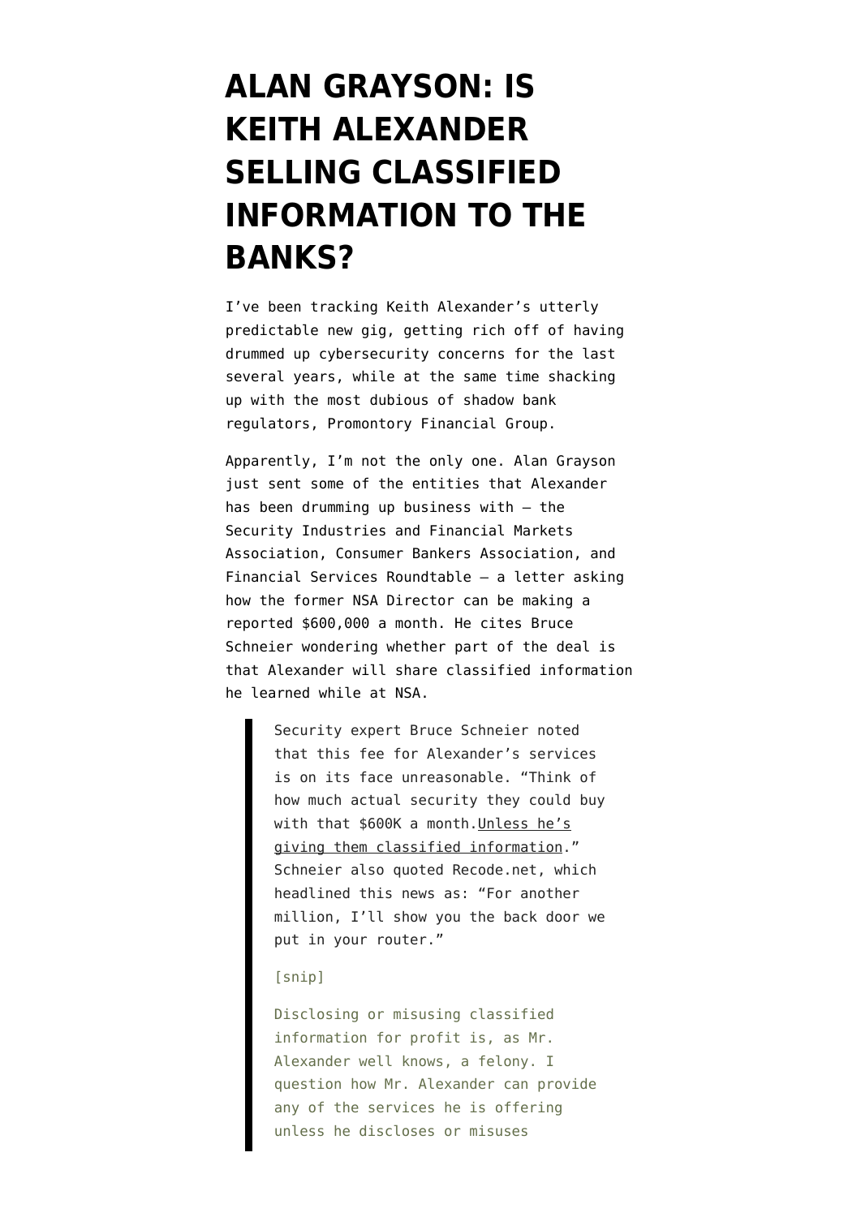# ALAN GRAYSON: IS KEITH ALEXANDER SELLING CLASSIFIED INFORMATION TO THE BANKS?

I've been tracking Keith Alexander's utterly predictable new gig, getting rich off of having drummed up cybersecurity concerns for the last several years, while at the same time shacking up with the most dubious of shadow bank regulators, Promontory Financial Group.

Apparently, I'm not the only one. Alan Grayson just sent some of the entities that Alexander has been drumming up business with — the Security Industries and Financial Markets Association, Consumer Bankers Association, and Financial Services Roundtable — a letter asking how the former NSA Director can be making a reported $600,000 a month. He cites Bruce Schneier wondering whether part of the deal is that Alexander will share classified information he learned while at NSA.

> Security expert Bruce Schneier noted that this fee for Alexander's services is on its face unreasonable. "Think of how much actual security they could buy with that $600K a month. Unless he's giving them classified information." Schneier also quoted Recode.net, which headlined this news as: "For another million, I'll show you the back door we put in your router."
>
> [snip]
>
> Disclosing or misusing classified information for profit is, as Mr. Alexander well knows, a felony. I question how Mr. Alexander can provide any of the services he is offering unless he discloses or misuses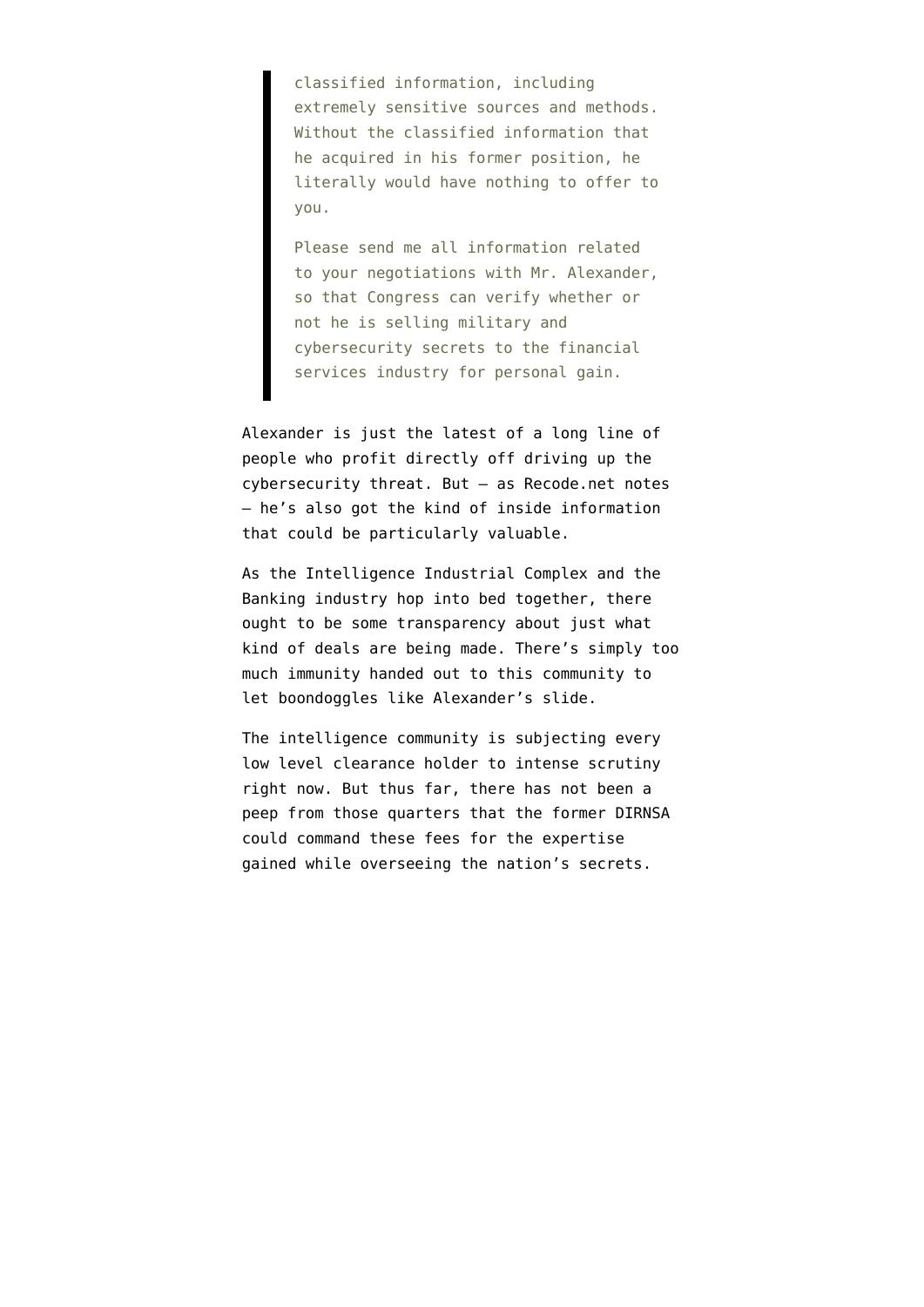> classified information, including extremely sensitive sources and methods. Without the classified information that he acquired in his former position, he literally would have nothing to offer to you.
>
> Please send me all information related to your negotiations with Mr. Alexander, so that Congress can verify whether or not he is selling military and cybersecurity secrets to the financial services industry for personal gain.

Alexander is just the latest of a long line of people who profit directly off driving up the cybersecurity threat. But — as Recode.net notes — he's also got the kind of inside information that could be particularly valuable.

As the Intelligence Industrial Complex and the Banking industry hop into bed together, there ought to be some transparency about just what kind of deals are being made. There's simply too much immunity handed out to this community to let boondoggles like Alexander's slide.

The intelligence community is subjecting every low level clearance holder to intense scrutiny right now. But thus far, there has not been a peep from those quarters that the former DIRNSA could command these fees for the expertise gained while overseeing the nation's secrets.